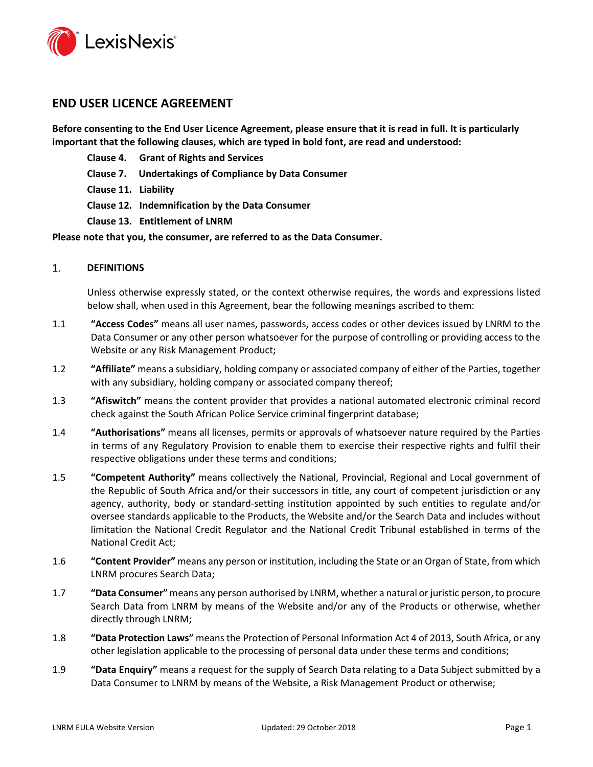# END USER LICENCE AGREEMENT

**Before consenting to the End User Licence Agreement, please ensure that it is read in full. It is particularly important that the following clauses, which are typed in bold font, are read and understood:**

**Clause 4. Grant of Rights and Services**

**Clause 7. Undertakings of Compliance by Data Consumer**

**Clause 11. Liability**

**Clause 12. Indemnification by the Data Consumer**

**Clause 13. Entitlement of LNRM**

**Please note that you, the consumer, are referred to as the Data Consumer.**

## 1. DEFINITIONS

Unless otherwise expressly stated, or the context otherwise requires, the words and expressions listed below shall, when used in this Agreement, bear the following meanings ascribed to them:

1.1 **"Access Codes"** means all user names, passwords, access codes or other devices issued by LNRM to the Data Consumer or any other person whatsoever for the purpose of controlling or providing access to the Website or any Risk Management Product;

1.2 **"Affiliate"** means a subsidiary, holding company or associated company of either of the Parties, together with any subsidiary, holding company or associated company thereof;

1.3 **"Afiswitch"** means the content provider that provides a national automated electronic criminal record check against the South African Police Service criminal fingerprint database;

1.4 **"Authorisations"** means all licenses, permits or approvals of whatsoever nature required by the Parties in terms of any Regulatory Provision to enable them to exercise their respective rights and fulfil their respective obligations under these terms and conditions;

1.5 **"Competent Authority"** means collectively the National, Provincial, Regional and Local government of the Republic of South Africa and/or their successors in title, any court of competent jurisdiction or any agency, authority, body or standard-setting institution appointed by such entities to regulate and/or oversee standards applicable to the Products, the Website and/or the Search Data and includes without limitation the National Credit Regulator and the National Credit Tribunal established in terms of the National Credit Act;

1.6 **"Content Provider"** means any person or institution, including the State or an Organ of State, from which LNRM procures Search Data;

1.7 **"Data Consumer"** means any person authorised by LNRM, whether a natural or juristic person, to procure Search Data from LNRM by means of the Website and/or any of the Products or otherwise, whether directly through LNRM;

1.8 **"Data Protection Laws"** means the Protection of Personal Information Act 4 of 2013, South Africa, or any other legislation applicable to the processing of personal data under these terms and conditions;

1.9 **"Data Enquiry"** means a request for the supply of Search Data relating to a Data Subject submitted by a Data Consumer to LNRM by means of the Website, a Risk Management Product or otherwise;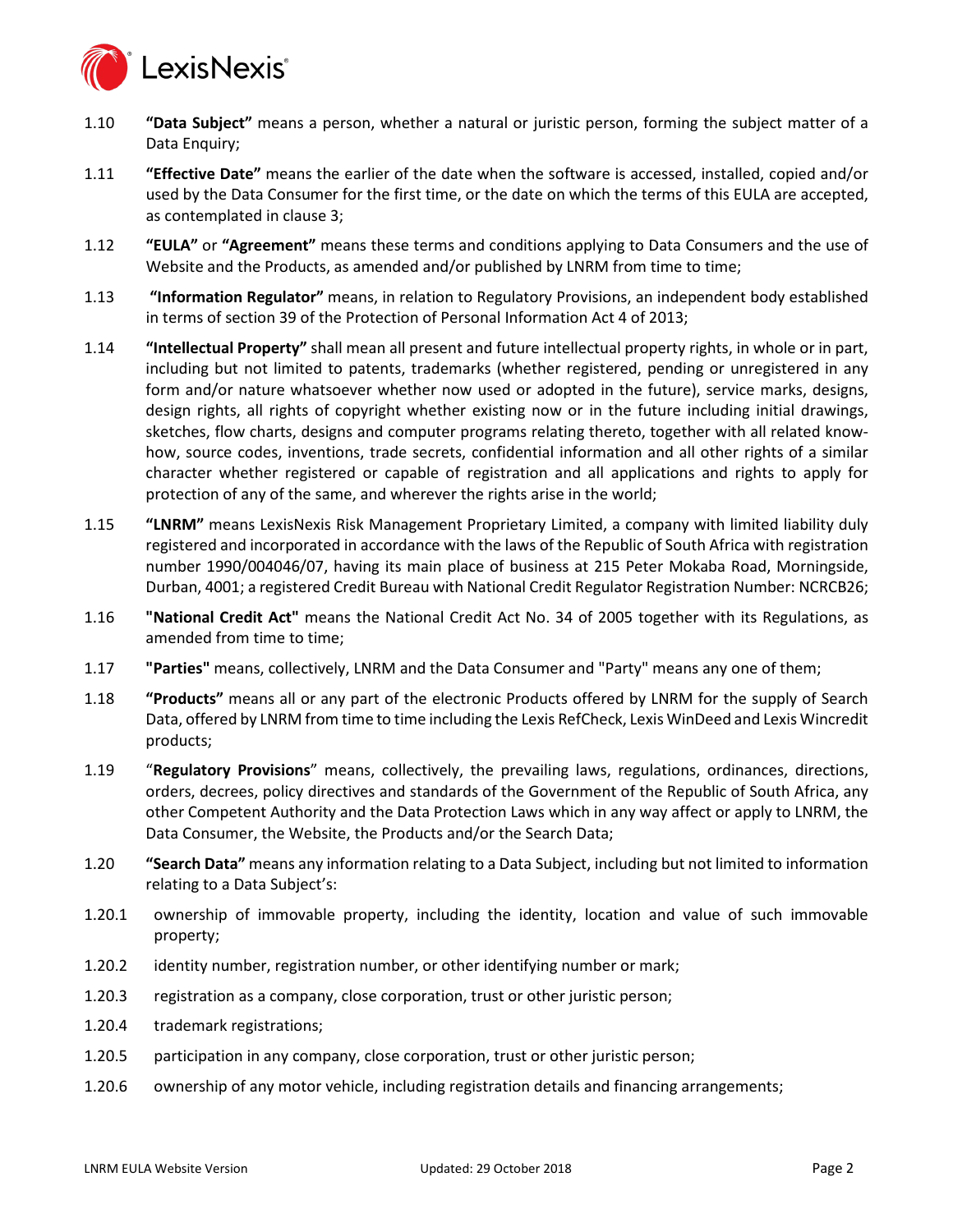1.10 **"Data Subject"** means a person, whether a natural or juristic person, forming the subject matter of a Data Enquiry;

1.11 **"Effective Date"** means the earlier of the date when the software is accessed, installed, copied and/or used by the Data Consumer for the first time, or the date on which the terms of this EULA are accepted, as contemplated in clause 3;

1.12 **"EULA"** or **"Agreement"** means these terms and conditions applying to Data Consumers and the use of Website and the Products, as amended and/or published by LNRM from time to time;

1.13 **"Information Regulator"** means, in relation to Regulatory Provisions, an independent body established in terms of section 39 of the Protection of Personal Information Act 4 of 2013;

1.14 **"Intellectual Property"** shall mean all present and future intellectual property rights, in whole or in part, including but not limited to patents, trademarks (whether registered, pending or unregistered in any form and/or nature whatsoever whether now used or adopted in the future), service marks, designs, design rights, all rights of copyright whether existing now or in the future including initial drawings, sketches, flow charts, designs and computer programs relating thereto, together with all related know-how, source codes, inventions, trade secrets, confidential information and all other rights of a similar character whether registered or capable of registration and all applications and rights to apply for protection of any of the same, and wherever the rights arise in the world;

1.15 **"LNRM"** means LexisNexis Risk Management Proprietary Limited, a company with limited liability duly registered and incorporated in accordance with the laws of the Republic of South Africa with registration number 1990/004046/07, having its main place of business at 215 Peter Mokaba Road, Morningside, Durban, 4001; a registered Credit Bureau with National Credit Regulator Registration Number: NCRCB26;

1.16 **"National Credit Act"** means the National Credit Act No. 34 of 2005 together with its Regulations, as amended from time to time;

1.17 **"Parties"** means, collectively, LNRM and the Data Consumer and "Party" means any one of them;

1.18 **"Products"** means all or any part of the electronic Products offered by LNRM for the supply of Search Data, offered by LNRM from time to time including the Lexis RefCheck, Lexis WinDeed and Lexis Wincredit products;

1.19 "**Regulatory Provisions**" means, collectively, the prevailing laws, regulations, ordinances, directions, orders, decrees, policy directives and standards of the Government of the Republic of South Africa, any other Competent Authority and the Data Protection Laws which in any way affect or apply to LNRM, the Data Consumer, the Website, the Products and/or the Search Data;

1.20 **"Search Data"** means any information relating to a Data Subject, including but not limited to information relating to a Data Subject's:

1.20.1 ownership of immovable property, including the identity, location and value of such immovable property;

1.20.2 identity number, registration number, or other identifying number or mark;

1.20.3 registration as a company, close corporation, trust or other juristic person;

1.20.4 trademark registrations;

1.20.5 participation in any company, close corporation, trust or other juristic person;

1.20.6 ownership of any motor vehicle, including registration details and financing arrangements;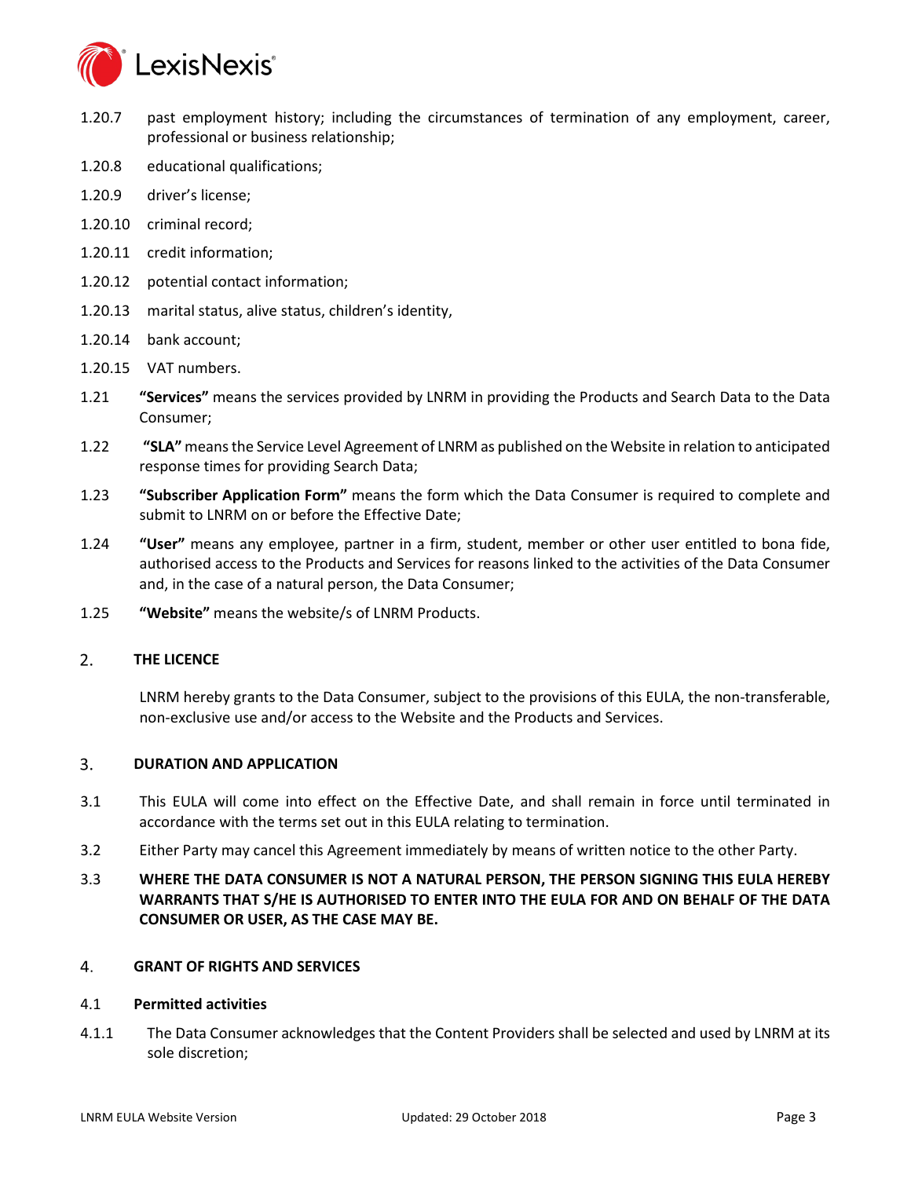1.20.7 past employment history; including the circumstances of termination of any employment, career, professional or business relationship;

1.20.8 educational qualifications;

1.20.9 driver's license;

1.20.10 criminal record;

1.20.11 credit information;

1.20.12 potential contact information;

1.20.13 marital status, alive status, children's identity,

1.20.14 bank account;

1.20.15 VAT numbers.

1.21 **"Services"** means the services provided by LNRM in providing the Products and Search Data to the Data Consumer;

1.22 **"SLA"** means the Service Level Agreement of LNRM as published on the Website in relation to anticipated response times for providing Search Data;

1.23 **"Subscriber Application Form"** means the form which the Data Consumer is required to complete and submit to LNRM on or before the Effective Date;

1.24 **"User"** means any employee, partner in a firm, student, member or other user entitled to bona fide, authorised access to the Products and Services for reasons linked to the activities of the Data Consumer and, in the case of a natural person, the Data Consumer;

1.25 **"Website"** means the website/s of LNRM Products.

## 2. THE LICENCE

LNRM hereby grants to the Data Consumer, subject to the provisions of this EULA, the non-transferable, non-exclusive use and/or access to the Website and the Products and Services.

## 3. DURATION AND APPLICATION

3.1 This EULA will come into effect on the Effective Date, and shall remain in force until terminated in accordance with the terms set out in this EULA relating to termination.

3.2 Either Party may cancel this Agreement immediately by means of written notice to the other Party.

3.3 **WHERE THE DATA CONSUMER IS NOT A NATURAL PERSON, THE PERSON SIGNING THIS EULA HEREBY WARRANTS THAT S/HE IS AUTHORISED TO ENTER INTO THE EULA FOR AND ON BEHALF OF THE DATA CONSUMER OR USER, AS THE CASE MAY BE.**

## 4. GRANT OF RIGHTS AND SERVICES

### 4.1 Permitted activities

4.1.1 The Data Consumer acknowledges that the Content Providers shall be selected and used by LNRM at its sole discretion;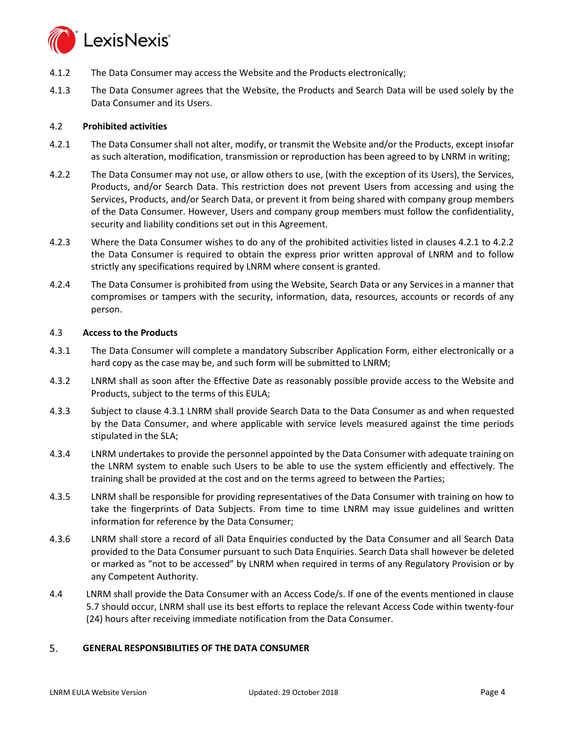4.1.2 The Data Consumer may access the Website and the Products electronically;

4.1.3 The Data Consumer agrees that the Website, the Products and Search Data will be used solely by the Data Consumer and its Users.

4.2 **Prohibited activities**

4.2.1 The Data Consumer shall not alter, modify, or transmit the Website and/or the Products, except insofar as such alteration, modification, transmission or reproduction has been agreed to by LNRM in writing;

4.2.2 The Data Consumer may not use, or allow others to use, (with the exception of its Users), the Services, Products, and/or Search Data. This restriction does not prevent Users from accessing and using the Services, Products, and/or Search Data, or prevent it from being shared with company group members of the Data Consumer. However, Users and company group members must follow the confidentiality, security and liability conditions set out in this Agreement.

4.2.3 Where the Data Consumer wishes to do any of the prohibited activities listed in clauses 4.2.1 to 4.2.2 the Data Consumer is required to obtain the express prior written approval of LNRM and to follow strictly any specifications required by LNRM where consent is granted.

4.2.4 The Data Consumer is prohibited from using the Website, Search Data or any Services in a manner that compromises or tampers with the security, information, data, resources, accounts or records of any person.

4.3 **Access to the Products**

4.3.1 The Data Consumer will complete a mandatory Subscriber Application Form, either electronically or a hard copy as the case may be, and such form will be submitted to LNRM;

4.3.2 LNRM shall as soon after the Effective Date as reasonably possible provide access to the Website and Products, subject to the terms of this EULA;

4.3.3 Subject to clause 4.3.1 LNRM shall provide Search Data to the Data Consumer as and when requested by the Data Consumer, and where applicable with service levels measured against the time periods stipulated in the SLA;

4.3.4 LNRM undertakes to provide the personnel appointed by the Data Consumer with adequate training on the LNRM system to enable such Users to be able to use the system efficiently and effectively. The training shall be provided at the cost and on the terms agreed to between the Parties;

4.3.5 LNRM shall be responsible for providing representatives of the Data Consumer with training on how to take the fingerprints of Data Subjects. From time to time LNRM may issue guidelines and written information for reference by the Data Consumer;

4.3.6 LNRM shall store a record of all Data Enquiries conducted by the Data Consumer and all Search Data provided to the Data Consumer pursuant to such Data Enquiries. Search Data shall however be deleted or marked as "not to be accessed" by LNRM when required in terms of any Regulatory Provision or by any Competent Authority.

4.4 LNRM shall provide the Data Consumer with an Access Code/s. If one of the events mentioned in clause 5.7 should occur, LNRM shall use its best efforts to replace the relevant Access Code within twenty-four (24) hours after receiving immediate notification from the Data Consumer.

## 5. GENERAL RESPONSIBILITIES OF THE DATA CONSUMER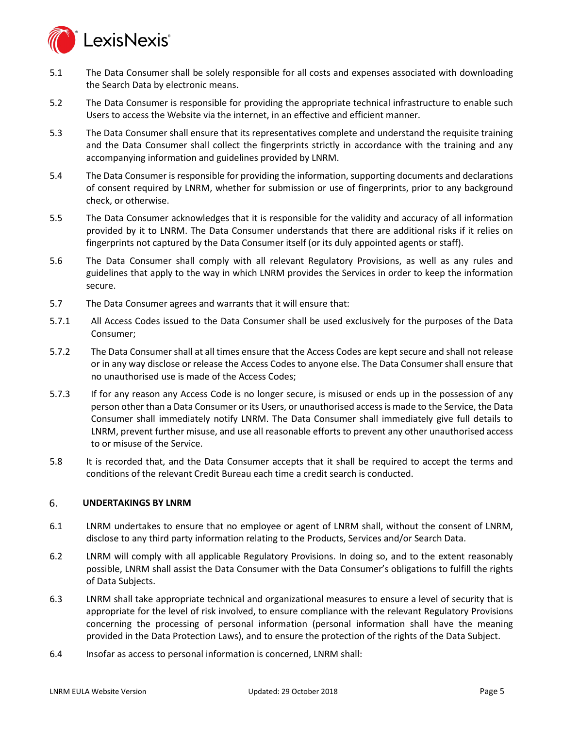5.1 The Data Consumer shall be solely responsible for all costs and expenses associated with downloading the Search Data by electronic means.

5.2 The Data Consumer is responsible for providing the appropriate technical infrastructure to enable such Users to access the Website via the internet, in an effective and efficient manner.

5.3 The Data Consumer shall ensure that its representatives complete and understand the requisite training and the Data Consumer shall collect the fingerprints strictly in accordance with the training and any accompanying information and guidelines provided by LNRM.

5.4 The Data Consumer is responsible for providing the information, supporting documents and declarations of consent required by LNRM, whether for submission or use of fingerprints, prior to any background check, or otherwise.

5.5 The Data Consumer acknowledges that it is responsible for the validity and accuracy of all information provided by it to LNRM. The Data Consumer understands that there are additional risks if it relies on fingerprints not captured by the Data Consumer itself (or its duly appointed agents or staff).

5.6 The Data Consumer shall comply with all relevant Regulatory Provisions, as well as any rules and guidelines that apply to the way in which LNRM provides the Services in order to keep the information secure.

5.7 The Data Consumer agrees and warrants that it will ensure that:

5.7.1 All Access Codes issued to the Data Consumer shall be used exclusively for the purposes of the Data Consumer;

5.7.2 The Data Consumer shall at all times ensure that the Access Codes are kept secure and shall not release or in any way disclose or release the Access Codes to anyone else. The Data Consumer shall ensure that no unauthorised use is made of the Access Codes;

5.7.3 If for any reason any Access Code is no longer secure, is misused or ends up in the possession of any person other than a Data Consumer or its Users, or unauthorised access is made to the Service, the Data Consumer shall immediately notify LNRM. The Data Consumer shall immediately give full details to LNRM, prevent further misuse, and use all reasonable efforts to prevent any other unauthorised access to or misuse of the Service.

5.8 It is recorded that, and the Data Consumer accepts that it shall be required to accept the terms and conditions of the relevant Credit Bureau each time a credit search is conducted.

## 6. UNDERTAKINGS BY LNRM

6.1 LNRM undertakes to ensure that no employee or agent of LNRM shall, without the consent of LNRM, disclose to any third party information relating to the Products, Services and/or Search Data.

6.2 LNRM will comply with all applicable Regulatory Provisions. In doing so, and to the extent reasonably possible, LNRM shall assist the Data Consumer with the Data Consumer's obligations to fulfill the rights of Data Subjects.

6.3 LNRM shall take appropriate technical and organizational measures to ensure a level of security that is appropriate for the level of risk involved, to ensure compliance with the relevant Regulatory Provisions concerning the processing of personal information (personal information shall have the meaning provided in the Data Protection Laws), and to ensure the protection of the rights of the Data Subject.

6.4 Insofar as access to personal information is concerned, LNRM shall: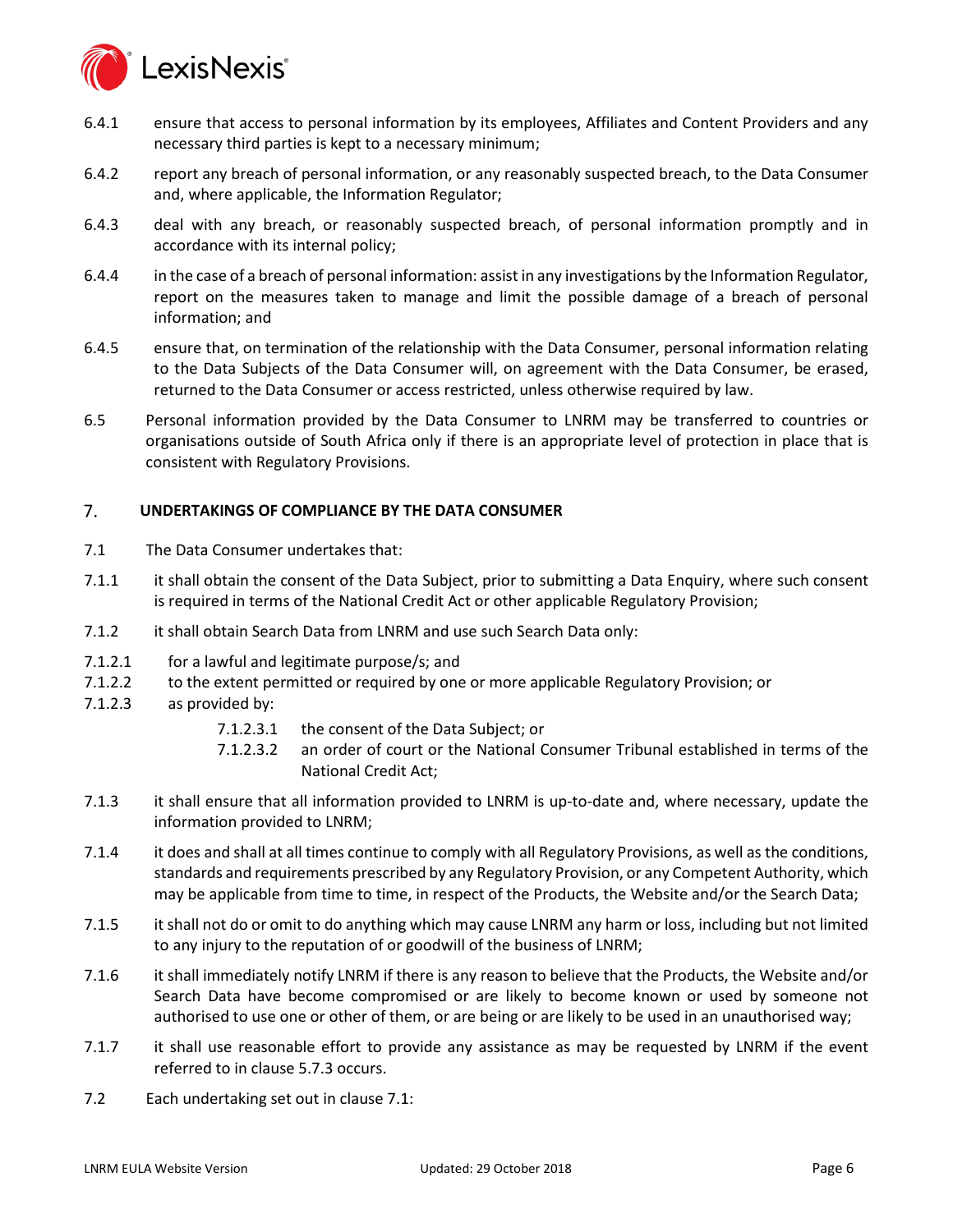6.4.1 ensure that access to personal information by its employees, Affiliates and Content Providers and any necessary third parties is kept to a necessary minimum;

6.4.2 report any breach of personal information, or any reasonably suspected breach, to the Data Consumer and, where applicable, the Information Regulator;

6.4.3 deal with any breach, or reasonably suspected breach, of personal information promptly and in accordance with its internal policy;

6.4.4 in the case of a breach of personal information: assist in any investigations by the Information Regulator, report on the measures taken to manage and limit the possible damage of a breach of personal information; and

6.4.5 ensure that, on termination of the relationship with the Data Consumer, personal information relating to the Data Subjects of the Data Consumer will, on agreement with the Data Consumer, be erased, returned to the Data Consumer or access restricted, unless otherwise required by law.

6.5 Personal information provided by the Data Consumer to LNRM may be transferred to countries or organisations outside of South Africa only if there is an appropriate level of protection in place that is consistent with Regulatory Provisions.

## 7. UNDERTAKINGS OF COMPLIANCE BY THE DATA CONSUMER

7.1 The Data Consumer undertakes that:

7.1.1 it shall obtain the consent of the Data Subject, prior to submitting a Data Enquiry, where such consent is required in terms of the National Credit Act or other applicable Regulatory Provision;

7.1.2 it shall obtain Search Data from LNRM and use such Search Data only:

7.1.2.1 for a lawful and legitimate purpose/s; and

7.1.2.2 to the extent permitted or required by one or more applicable Regulatory Provision; or

7.1.2.3 as provided by:

7.1.2.3.1 the consent of the Data Subject; or

7.1.2.3.2 an order of court or the National Consumer Tribunal established in terms of the National Credit Act;

7.1.3 it shall ensure that all information provided to LNRM is up-to-date and, where necessary, update the information provided to LNRM;

7.1.4 it does and shall at all times continue to comply with all Regulatory Provisions, as well as the conditions, standards and requirements prescribed by any Regulatory Provision, or any Competent Authority, which may be applicable from time to time, in respect of the Products, the Website and/or the Search Data;

7.1.5 it shall not do or omit to do anything which may cause LNRM any harm or loss, including but not limited to any injury to the reputation of or goodwill of the business of LNRM;

7.1.6 it shall immediately notify LNRM if there is any reason to believe that the Products, the Website and/or Search Data have become compromised or are likely to become known or used by someone not authorised to use one or other of them, or are being or are likely to be used in an unauthorised way;

7.1.7 it shall use reasonable effort to provide any assistance as may be requested by LNRM if the event referred to in clause 5.7.3 occurs.

7.2 Each undertaking set out in clause 7.1: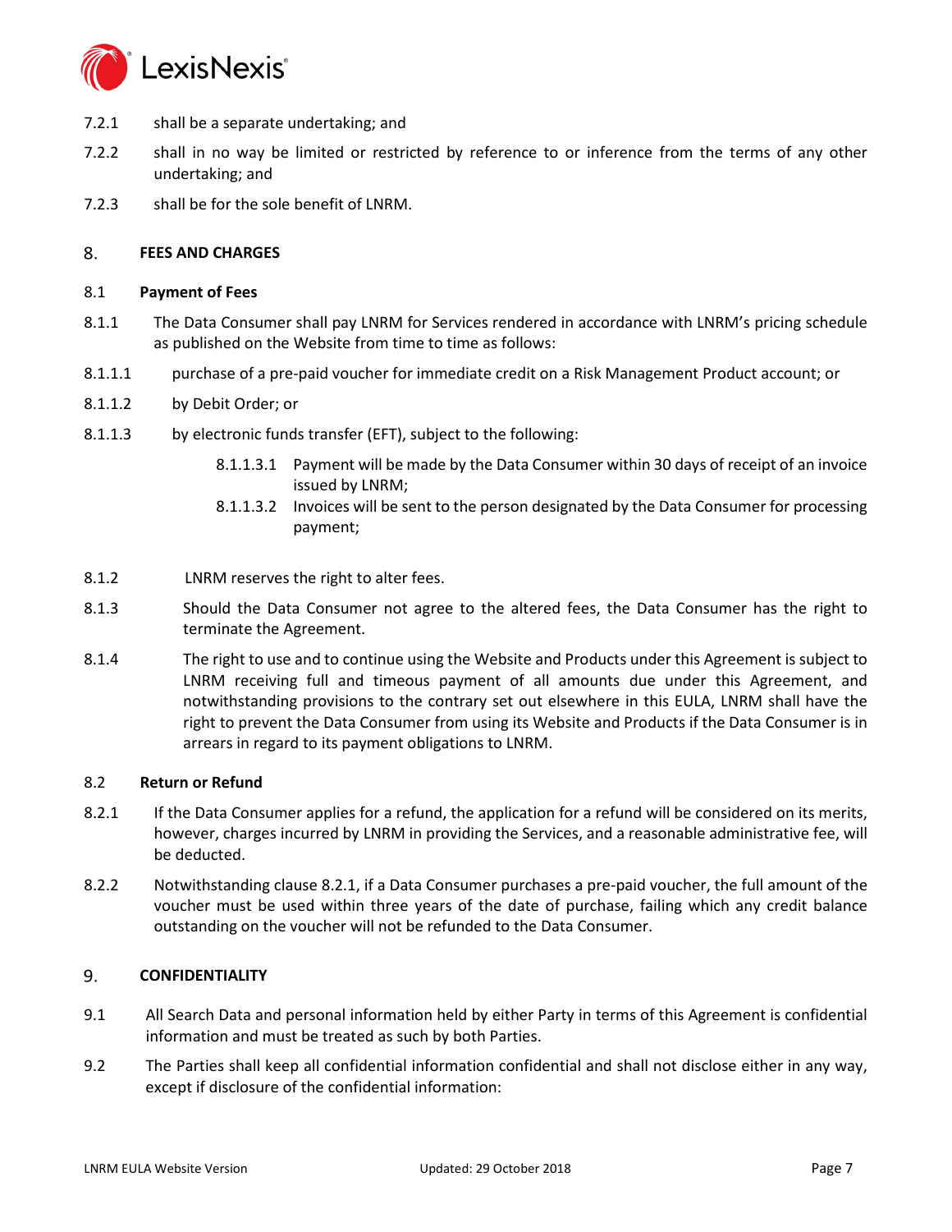7.2.1 shall be a separate undertaking; and

7.2.2 shall in no way be limited or restricted by reference to or inference from the terms of any other undertaking; and

7.2.3 shall be for the sole benefit of LNRM.

## 8. FEES AND CHARGES

### 8.1 Payment of Fees

8.1.1 The Data Consumer shall pay LNRM for Services rendered in accordance with LNRM's pricing schedule as published on the Website from time to time as follows:

8.1.1.1 purchase of a pre-paid voucher for immediate credit on a Risk Management Product account; or

8.1.1.2 by Debit Order; or

8.1.1.3 by electronic funds transfer (EFT), subject to the following:

8.1.1.3.1 Payment will be made by the Data Consumer within 30 days of receipt of an invoice issued by LNRM;

8.1.1.3.2 Invoices will be sent to the person designated by the Data Consumer for processing payment;

8.1.2 LNRM reserves the right to alter fees.

8.1.3 Should the Data Consumer not agree to the altered fees, the Data Consumer has the right to terminate the Agreement.

8.1.4 The right to use and to continue using the Website and Products under this Agreement is subject to LNRM receiving full and timeous payment of all amounts due under this Agreement, and notwithstanding provisions to the contrary set out elsewhere in this EULA, LNRM shall have the right to prevent the Data Consumer from using its Website and Products if the Data Consumer is in arrears in regard to its payment obligations to LNRM.

### 8.2 Return or Refund

8.2.1 If the Data Consumer applies for a refund, the application for a refund will be considered on its merits, however, charges incurred by LNRM in providing the Services, and a reasonable administrative fee, will be deducted.

8.2.2 Notwithstanding clause 8.2.1, if a Data Consumer purchases a pre-paid voucher, the full amount of the voucher must be used within three years of the date of purchase, failing which any credit balance outstanding on the voucher will not be refunded to the Data Consumer.

## 9. CONFIDENTIALITY

9.1 All Search Data and personal information held by either Party in terms of this Agreement is confidential information and must be treated as such by both Parties.

9.2 The Parties shall keep all confidential information confidential and shall not disclose either in any way, except if disclosure of the confidential information: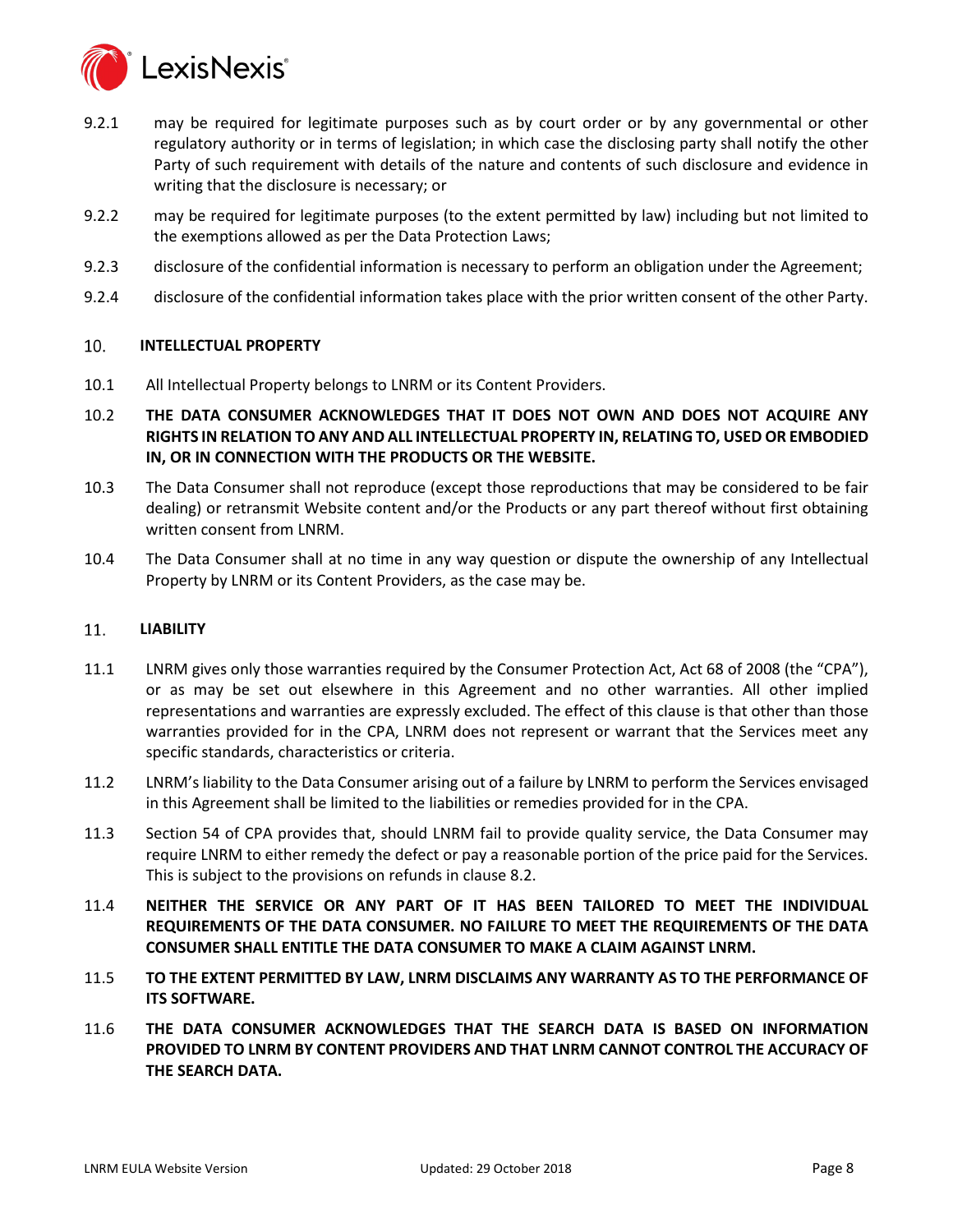9.2.1 may be required for legitimate purposes such as by court order or by any governmental or other regulatory authority or in terms of legislation; in which case the disclosing party shall notify the other Party of such requirement with details of the nature and contents of such disclosure and evidence in writing that the disclosure is necessary; or

9.2.2 may be required for legitimate purposes (to the extent permitted by law) including but not limited to the exemptions allowed as per the Data Protection Laws;

9.2.3 disclosure of the confidential information is necessary to perform an obligation under the Agreement;

9.2.4 disclosure of the confidential information takes place with the prior written consent of the other Party.

## 10. INTELLECTUAL PROPERTY

10.1 All Intellectual Property belongs to LNRM or its Content Providers.

10.2 **THE DATA CONSUMER ACKNOWLEDGES THAT IT DOES NOT OWN AND DOES NOT ACQUIRE ANY RIGHTS IN RELATION TO ANY AND ALL INTELLECTUAL PROPERTY IN, RELATING TO, USED OR EMBODIED IN, OR IN CONNECTION WITH THE PRODUCTS OR THE WEBSITE.**

10.3 The Data Consumer shall not reproduce (except those reproductions that may be considered to be fair dealing) or retransmit Website content and/or the Products or any part thereof without first obtaining written consent from LNRM.

10.4 The Data Consumer shall at no time in any way question or dispute the ownership of any Intellectual Property by LNRM or its Content Providers, as the case may be.

## 11. LIABILITY

11.1 LNRM gives only those warranties required by the Consumer Protection Act, Act 68 of 2008 (the "CPA"), or as may be set out elsewhere in this Agreement and no other warranties. All other implied representations and warranties are expressly excluded. The effect of this clause is that other than those warranties provided for in the CPA, LNRM does not represent or warrant that the Services meet any specific standards, characteristics or criteria.

11.2 LNRM's liability to the Data Consumer arising out of a failure by LNRM to perform the Services envisaged in this Agreement shall be limited to the liabilities or remedies provided for in the CPA.

11.3 Section 54 of CPA provides that, should LNRM fail to provide quality service, the Data Consumer may require LNRM to either remedy the defect or pay a reasonable portion of the price paid for the Services. This is subject to the provisions on refunds in clause 8.2.

11.4 **NEITHER THE SERVICE OR ANY PART OF IT HAS BEEN TAILORED TO MEET THE INDIVIDUAL REQUIREMENTS OF THE DATA CONSUMER. NO FAILURE TO MEET THE REQUIREMENTS OF THE DATA CONSUMER SHALL ENTITLE THE DATA CONSUMER TO MAKE A CLAIM AGAINST LNRM.**

11.5 **TO THE EXTENT PERMITTED BY LAW, LNRM DISCLAIMS ANY WARRANTY AS TO THE PERFORMANCE OF ITS SOFTWARE.**

11.6 **THE DATA CONSUMER ACKNOWLEDGES THAT THE SEARCH DATA IS BASED ON INFORMATION PROVIDED TO LNRM BY CONTENT PROVIDERS AND THAT LNRM CANNOT CONTROL THE ACCURACY OF THE SEARCH DATA.**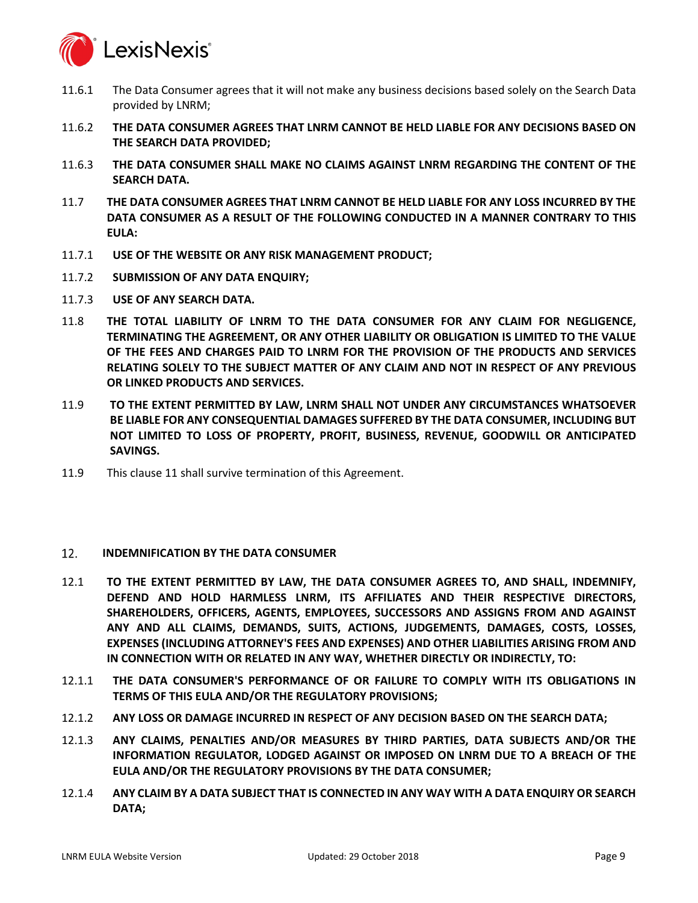11.6.1 The Data Consumer agrees that it will not make any business decisions based solely on the Search Data provided by LNRM;

11.6.2 **THE DATA CONSUMER AGREES THAT LNRM CANNOT BE HELD LIABLE FOR ANY DECISIONS BASED ON THE SEARCH DATA PROVIDED;**

11.6.3 **THE DATA CONSUMER SHALL MAKE NO CLAIMS AGAINST LNRM REGARDING THE CONTENT OF THE SEARCH DATA.**

11.7 **THE DATA CONSUMER AGREES THAT LNRM CANNOT BE HELD LIABLE FOR ANY LOSS INCURRED BY THE DATA CONSUMER AS A RESULT OF THE FOLLOWING CONDUCTED IN A MANNER CONTRARY TO THIS EULA:**

11.7.1 **USE OF THE WEBSITE OR ANY RISK MANAGEMENT PRODUCT;**

11.7.2 **SUBMISSION OF ANY DATA ENQUIRY;**

11.7.3 **USE OF ANY SEARCH DATA.**

11.8 **THE TOTAL LIABILITY OF LNRM TO THE DATA CONSUMER FOR ANY CLAIM FOR NEGLIGENCE, TERMINATING THE AGREEMENT, OR ANY OTHER LIABILITY OR OBLIGATION IS LIMITED TO THE VALUE OF THE FEES AND CHARGES PAID TO LNRM FOR THE PROVISION OF THE PRODUCTS AND SERVICES RELATING SOLELY TO THE SUBJECT MATTER OF ANY CLAIM AND NOT IN RESPECT OF ANY PREVIOUS OR LINKED PRODUCTS AND SERVICES.**

11.9 **TO THE EXTENT PERMITTED BY LAW, LNRM SHALL NOT UNDER ANY CIRCUMSTANCES WHATSOEVER BE LIABLE FOR ANY CONSEQUENTIAL DAMAGES SUFFERED BY THE DATA CONSUMER, INCLUDING BUT NOT LIMITED TO LOSS OF PROPERTY, PROFIT, BUSINESS, REVENUE, GOODWILL OR ANTICIPATED SAVINGS.**

11.9 This clause 11 shall survive termination of this Agreement.

## 12. INDEMNIFICATION BY THE DATA CONSUMER

12.1 **TO THE EXTENT PERMITTED BY LAW, THE DATA CONSUMER AGREES TO, AND SHALL, INDEMNIFY, DEFEND AND HOLD HARMLESS LNRM, ITS AFFILIATES AND THEIR RESPECTIVE DIRECTORS, SHAREHOLDERS, OFFICERS, AGENTS, EMPLOYEES, SUCCESSORS AND ASSIGNS FROM AND AGAINST ANY AND ALL CLAIMS, DEMANDS, SUITS, ACTIONS, JUDGEMENTS, DAMAGES, COSTS, LOSSES, EXPENSES (INCLUDING ATTORNEY'S FEES AND EXPENSES) AND OTHER LIABILITIES ARISING FROM AND IN CONNECTION WITH OR RELATED IN ANY WAY, WHETHER DIRECTLY OR INDIRECTLY, TO:**

12.1.1 **THE DATA CONSUMER'S PERFORMANCE OF OR FAILURE TO COMPLY WITH ITS OBLIGATIONS IN TERMS OF THIS EULA AND/OR THE REGULATORY PROVISIONS;**

12.1.2 **ANY LOSS OR DAMAGE INCURRED IN RESPECT OF ANY DECISION BASED ON THE SEARCH DATA;**

12.1.3 **ANY CLAIMS, PENALTIES AND/OR MEASURES BY THIRD PARTIES, DATA SUBJECTS AND/OR THE INFORMATION REGULATOR, LODGED AGAINST OR IMPOSED ON LNRM DUE TO A BREACH OF THE EULA AND/OR THE REGULATORY PROVISIONS BY THE DATA CONSUMER;**

12.1.4 **ANY CLAIM BY A DATA SUBJECT THAT IS CONNECTED IN ANY WAY WITH A DATA ENQUIRY OR SEARCH DATA;**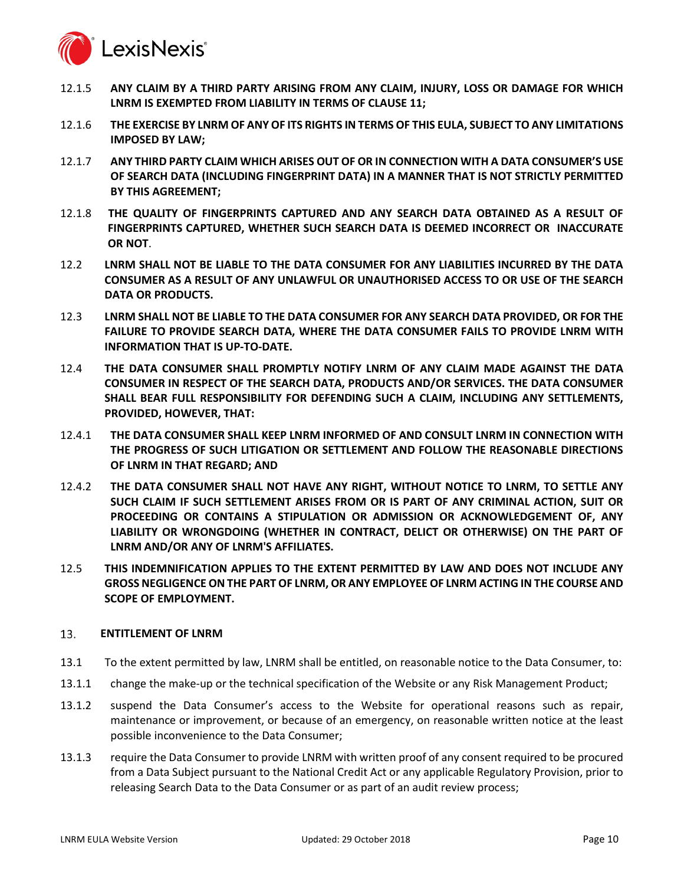12.1.5 **ANY CLAIM BY A THIRD PARTY ARISING FROM ANY CLAIM, INJURY, LOSS OR DAMAGE FOR WHICH LNRM IS EXEMPTED FROM LIABILITY IN TERMS OF CLAUSE 11;**

12.1.6 **THE EXERCISE BY LNRM OF ANY OF ITS RIGHTS IN TERMS OF THIS EULA, SUBJECT TO ANY LIMITATIONS IMPOSED BY LAW;**

12.1.7 **ANY THIRD PARTY CLAIM WHICH ARISES OUT OF OR IN CONNECTION WITH A DATA CONSUMER'S USE OF SEARCH DATA (INCLUDING FINGERPRINT DATA) IN A MANNER THAT IS NOT STRICTLY PERMITTED BY THIS AGREEMENT;**

12.1.8 **THE QUALITY OF FINGERPRINTS CAPTURED AND ANY SEARCH DATA OBTAINED AS A RESULT OF FINGERPRINTS CAPTURED, WHETHER SUCH SEARCH DATA IS DEEMED INCORRECT OR INACCURATE OR NOT**.

12.2 **LNRM SHALL NOT BE LIABLE TO THE DATA CONSUMER FOR ANY LIABILITIES INCURRED BY THE DATA CONSUMER AS A RESULT OF ANY UNLAWFUL OR UNAUTHORISED ACCESS TO OR USE OF THE SEARCH DATA OR PRODUCTS.**

12.3 **LNRM SHALL NOT BE LIABLE TO THE DATA CONSUMER FOR ANY SEARCH DATA PROVIDED, OR FOR THE FAILURE TO PROVIDE SEARCH DATA, WHERE THE DATA CONSUMER FAILS TO PROVIDE LNRM WITH INFORMATION THAT IS UP-TO-DATE.**

12.4 **THE DATA CONSUMER SHALL PROMPTLY NOTIFY LNRM OF ANY CLAIM MADE AGAINST THE DATA CONSUMER IN RESPECT OF THE SEARCH DATA, PRODUCTS AND/OR SERVICES. THE DATA CONSUMER SHALL BEAR FULL RESPONSIBILITY FOR DEFENDING SUCH A CLAIM, INCLUDING ANY SETTLEMENTS, PROVIDED, HOWEVER, THAT:**

12.4.1 **THE DATA CONSUMER SHALL KEEP LNRM INFORMED OF AND CONSULT LNRM IN CONNECTION WITH THE PROGRESS OF SUCH LITIGATION OR SETTLEMENT AND FOLLOW THE REASONABLE DIRECTIONS OF LNRM IN THAT REGARD; AND**

12.4.2 **THE DATA CONSUMER SHALL NOT HAVE ANY RIGHT, WITHOUT NOTICE TO LNRM, TO SETTLE ANY SUCH CLAIM IF SUCH SETTLEMENT ARISES FROM OR IS PART OF ANY CRIMINAL ACTION, SUIT OR PROCEEDING OR CONTAINS A STIPULATION OR ADMISSION OR ACKNOWLEDGEMENT OF, ANY LIABILITY OR WRONGDOING (WHETHER IN CONTRACT, DELICT OR OTHERWISE) ON THE PART OF LNRM AND/OR ANY OF LNRM'S AFFILIATES.**

12.5 **THIS INDEMNIFICATION APPLIES TO THE EXTENT PERMITTED BY LAW AND DOES NOT INCLUDE ANY GROSS NEGLIGENCE ON THE PART OF LNRM, OR ANY EMPLOYEE OF LNRM ACTING IN THE COURSE AND SCOPE OF EMPLOYMENT.**

## 13. ENTITLEMENT OF LNRM

13.1 To the extent permitted by law, LNRM shall be entitled, on reasonable notice to the Data Consumer, to:

13.1.1 change the make-up or the technical specification of the Website or any Risk Management Product;

13.1.2 suspend the Data Consumer's access to the Website for operational reasons such as repair, maintenance or improvement, or because of an emergency, on reasonable written notice at the least possible inconvenience to the Data Consumer;

13.1.3 require the Data Consumer to provide LNRM with written proof of any consent required to be procured from a Data Subject pursuant to the National Credit Act or any applicable Regulatory Provision, prior to releasing Search Data to the Data Consumer or as part of an audit review process;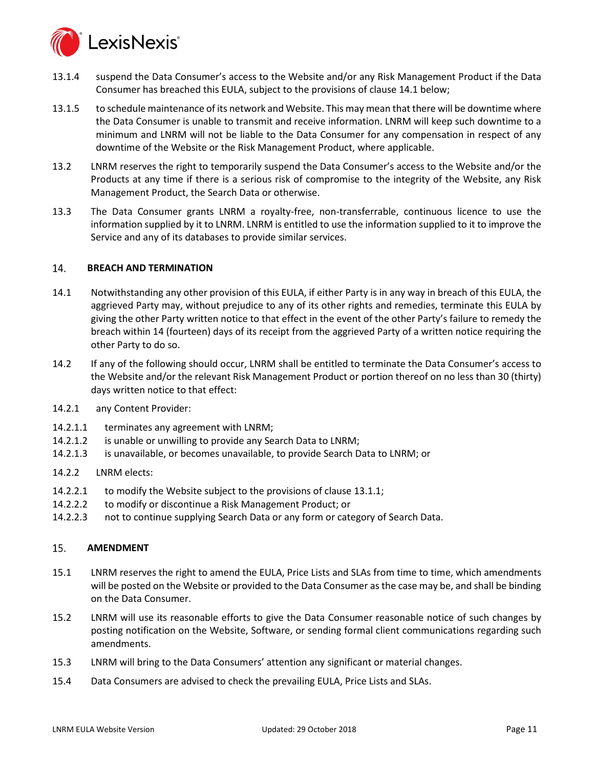13.1.4 suspend the Data Consumer's access to the Website and/or any Risk Management Product if the Data Consumer has breached this EULA, subject to the provisions of clause 14.1 below;

13.1.5 to schedule maintenance of its network and Website. This may mean that there will be downtime where the Data Consumer is unable to transmit and receive information. LNRM will keep such downtime to a minimum and LNRM will not be liable to the Data Consumer for any compensation in respect of any downtime of the Website or the Risk Management Product, where applicable.

13.2 LNRM reserves the right to temporarily suspend the Data Consumer's access to the Website and/or the Products at any time if there is a serious risk of compromise to the integrity of the Website, any Risk Management Product, the Search Data or otherwise.

13.3 The Data Consumer grants LNRM a royalty-free, non-transferrable, continuous licence to use the information supplied by it to LNRM. LNRM is entitled to use the information supplied to it to improve the Service and any of its databases to provide similar services.

## 14. BREACH AND TERMINATION

14.1 Notwithstanding any other provision of this EULA, if either Party is in any way in breach of this EULA, the aggrieved Party may, without prejudice to any of its other rights and remedies, terminate this EULA by giving the other Party written notice to that effect in the event of the other Party's failure to remedy the breach within 14 (fourteen) days of its receipt from the aggrieved Party of a written notice requiring the other Party to do so.

14.2 If any of the following should occur, LNRM shall be entitled to terminate the Data Consumer's access to the Website and/or the relevant Risk Management Product or portion thereof on no less than 30 (thirty) days written notice to that effect:

14.2.1 any Content Provider:

14.2.1.1 terminates any agreement with LNRM;
14.2.1.2 is unable or unwilling to provide any Search Data to LNRM;
14.2.1.3 is unavailable, or becomes unavailable, to provide Search Data to LNRM; or

14.2.2 LNRM elects:

14.2.2.1 to modify the Website subject to the provisions of clause 13.1.1;
14.2.2.2 to modify or discontinue a Risk Management Product; or
14.2.2.3 not to continue supplying Search Data or any form or category of Search Data.

## 15. AMENDMENT

15.1 LNRM reserves the right to amend the EULA, Price Lists and SLAs from time to time, which amendments will be posted on the Website or provided to the Data Consumer as the case may be, and shall be binding on the Data Consumer.

15.2 LNRM will use its reasonable efforts to give the Data Consumer reasonable notice of such changes by posting notification on the Website, Software, or sending formal client communications regarding such amendments.

15.3 LNRM will bring to the Data Consumers' attention any significant or material changes.

15.4 Data Consumers are advised to check the prevailing EULA, Price Lists and SLAs.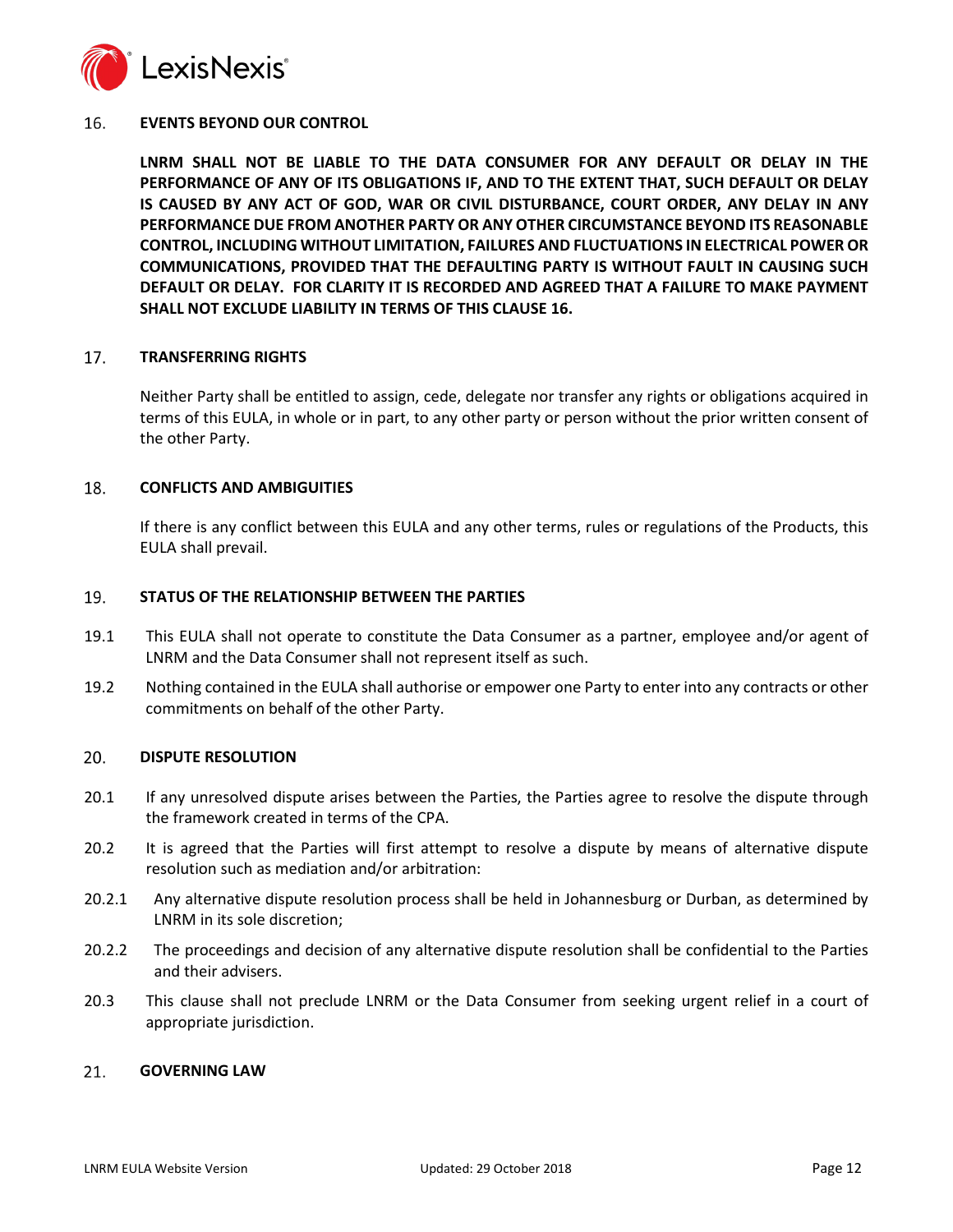## 16. EVENTS BEYOND OUR CONTROL

**LNRM SHALL NOT BE LIABLE TO THE DATA CONSUMER FOR ANY DEFAULT OR DELAY IN THE PERFORMANCE OF ANY OF ITS OBLIGATIONS IF, AND TO THE EXTENT THAT, SUCH DEFAULT OR DELAY IS CAUSED BY ANY ACT OF GOD, WAR OR CIVIL DISTURBANCE, COURT ORDER, ANY DELAY IN ANY PERFORMANCE DUE FROM ANOTHER PARTY OR ANY OTHER CIRCUMSTANCE BEYOND ITS REASONABLE CONTROL, INCLUDING WITHOUT LIMITATION, FAILURES AND FLUCTUATIONS IN ELECTRICAL POWER OR COMMUNICATIONS, PROVIDED THAT THE DEFAULTING PARTY IS WITHOUT FAULT IN CAUSING SUCH DEFAULT OR DELAY. FOR CLARITY IT IS RECORDED AND AGREED THAT A FAILURE TO MAKE PAYMENT SHALL NOT EXCLUDE LIABILITY IN TERMS OF THIS CLAUSE 16.**

## 17. TRANSFERRING RIGHTS

Neither Party shall be entitled to assign, cede, delegate nor transfer any rights or obligations acquired in terms of this EULA, in whole or in part, to any other party or person without the prior written consent of the other Party.

## 18. CONFLICTS AND AMBIGUITIES

If there is any conflict between this EULA and any other terms, rules or regulations of the Products, this EULA shall prevail.

## 19. STATUS OF THE RELATIONSHIP BETWEEN THE PARTIES

19.1 This EULA shall not operate to constitute the Data Consumer as a partner, employee and/or agent of LNRM and the Data Consumer shall not represent itself as such.

19.2 Nothing contained in the EULA shall authorise or empower one Party to enter into any contracts or other commitments on behalf of the other Party.

## 20. DISPUTE RESOLUTION

20.1 If any unresolved dispute arises between the Parties, the Parties agree to resolve the dispute through the framework created in terms of the CPA.

20.2 It is agreed that the Parties will first attempt to resolve a dispute by means of alternative dispute resolution such as mediation and/or arbitration:

20.2.1 Any alternative dispute resolution process shall be held in Johannesburg or Durban, as determined by LNRM in its sole discretion;

20.2.2 The proceedings and decision of any alternative dispute resolution shall be confidential to the Parties and their advisers.

20.3 This clause shall not preclude LNRM or the Data Consumer from seeking urgent relief in a court of appropriate jurisdiction.

## 21. GOVERNING LAW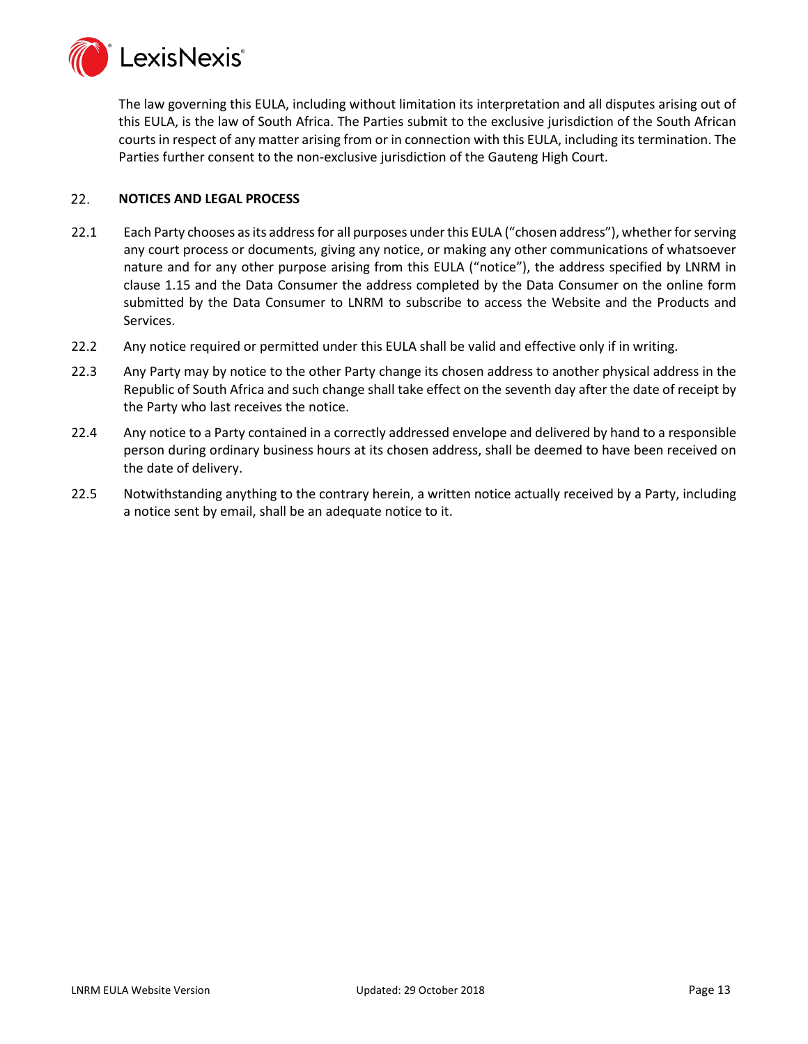The law governing this EULA, including without limitation its interpretation and all disputes arising out of this EULA, is the law of South Africa. The Parties submit to the exclusive jurisdiction of the South African courts in respect of any matter arising from or in connection with this EULA, including its termination. The Parties further consent to the non-exclusive jurisdiction of the Gauteng High Court.

## 22. NOTICES AND LEGAL PROCESS

22.1 Each Party chooses as its address for all purposes under this EULA ("chosen address"), whether for serving any court process or documents, giving any notice, or making any other communications of whatsoever nature and for any other purpose arising from this EULA ("notice"), the address specified by LNRM in clause 1.15 and the Data Consumer the address completed by the Data Consumer on the online form submitted by the Data Consumer to LNRM to subscribe to access the Website and the Products and Services.

22.2 Any notice required or permitted under this EULA shall be valid and effective only if in writing.

22.3 Any Party may by notice to the other Party change its chosen address to another physical address in the Republic of South Africa and such change shall take effect on the seventh day after the date of receipt by the Party who last receives the notice.

22.4 Any notice to a Party contained in a correctly addressed envelope and delivered by hand to a responsible person during ordinary business hours at its chosen address, shall be deemed to have been received on the date of delivery.

22.5 Notwithstanding anything to the contrary herein, a written notice actually received by a Party, including a notice sent by email, shall be an adequate notice to it.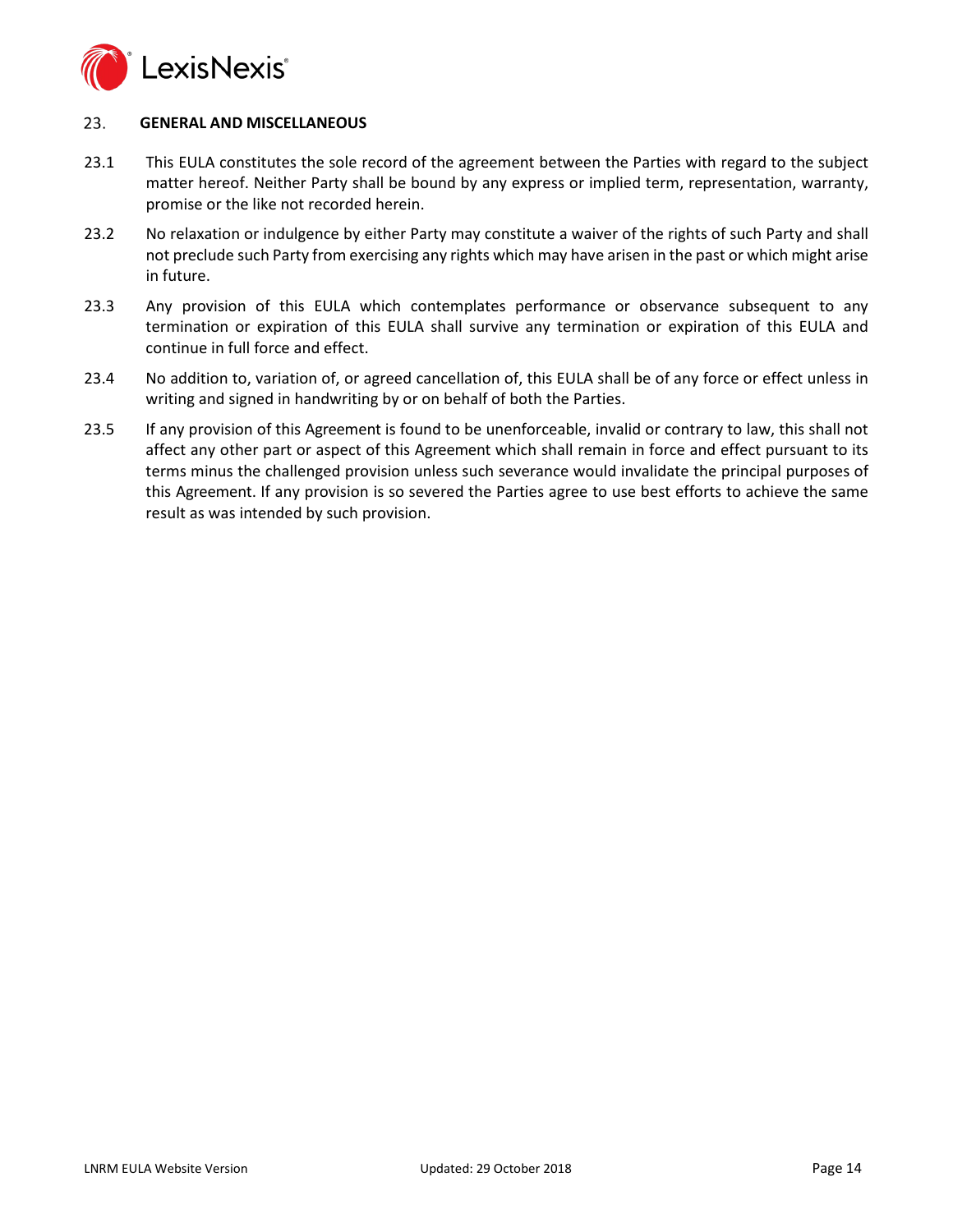## 23. GENERAL AND MISCELLANEOUS

23.1 This EULA constitutes the sole record of the agreement between the Parties with regard to the subject matter hereof. Neither Party shall be bound by any express or implied term, representation, warranty, promise or the like not recorded herein.

23.2 No relaxation or indulgence by either Party may constitute a waiver of the rights of such Party and shall not preclude such Party from exercising any rights which may have arisen in the past or which might arise in future.

23.3 Any provision of this EULA which contemplates performance or observance subsequent to any termination or expiration of this EULA shall survive any termination or expiration of this EULA and continue in full force and effect.

23.4 No addition to, variation of, or agreed cancellation of, this EULA shall be of any force or effect unless in writing and signed in handwriting by or on behalf of both the Parties.

23.5 If any provision of this Agreement is found to be unenforceable, invalid or contrary to law, this shall not affect any other part or aspect of this Agreement which shall remain in force and effect pursuant to its terms minus the challenged provision unless such severance would invalidate the principal purposes of this Agreement. If any provision is so severed the Parties agree to use best efforts to achieve the same result as was intended by such provision.